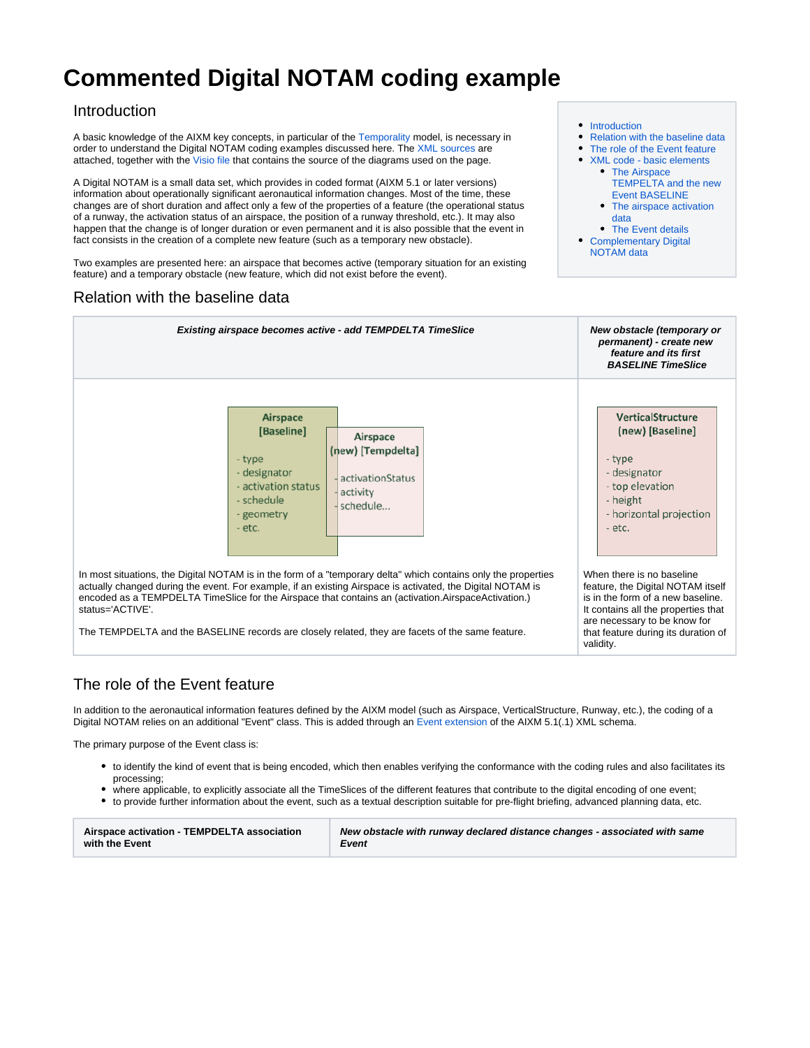# Commented Digital NOTAM coding example

- Introduction
- Relation with the baseline data
- The role of the Event feature
- XML code - basic elements
  - The Airspace TEMPELTA and the new Event BASELINE
  - The airspace activation data
  - The Event details
- Complementary Digital NOTAM data

## Introduction

A basic knowledge of the AIXM key concepts, in particular of the Temporality model, is necessary in order to understand the Digital NOTAM coding examples discussed here. The XML sources are attached, together with the Visio file that contains the source of the diagrams used on the page.

A Digital NOTAM is a small data set, which provides in coded format (AIXM 5.1 or later versions) information about operationally significant aeronautical information changes. Most of the time, these changes are of short duration and affect only a few of the properties of a feature (the operational status of a runway, the activation status of an airspace, the position of a runway threshold, etc.). It may also happen that the change is of longer duration or even permanent and it is also possible that the event in fact consists in the creation of a complete new feature (such as a temporary new obstacle).

Two examples are presented here: an airspace that becomes active (temporary situation for an existing feature) and a temporary obstacle (new feature, which did not exist before the event).

## Relation with the baseline data

| ***Existing airspace becomes active - add TEMPDELTA TimeSlice*** | ***New obstacle (temporary or permanent) - create new feature and its first BASELINE TimeSlice*** |
|---|---|
| **Airspace [Baseline]**: - type - designator - activation status - schedule - geometry - etc. **Airspace (new) [Tempdelta]**: - activationStatus - activity - schedule... <br><br> In most situations, the Digital NOTAM is in the form of a "temporary delta" which contains only the properties actually changed during the event. For example, if an existing Airspace is activated, the Digital NOTAM is encoded as a TEMPDELTA TimeSlice for the Airspace that contains an (activation.AirspaceActivation.) status='ACTIVE'. <br><br> The TEMPDELTA and the BASELINE records are closely related, they are facets of the same feature. | **VerticalStructure (new) [Baseline]**: - type - designator - top elevation - height - horizontal projection - etc. <br><br> When there is no baseline feature, the Digital NOTAM itself is in the form of a new baseline. It contains all the properties that are necessary to be know for that feature during its duration of validity. |

## The role of the Event feature

In addition to the aeronautical information features defined by the AIXM model (such as Airspace, VerticalStructure, Runway, etc.), the coding of a Digital NOTAM relies on an additional "Event" class. This is added through an Event extension of the AIXM 5.1(.1) XML schema.

The primary purpose of the Event class is:

- to identify the kind of event that is being encoded, which then enables verifying the conformance with the coding rules and also facilitates its processing;
- where applicable, to explicitly associate all the TimeSlices of the different features that contribute to the digital encoding of one event;
- to provide further information about the event, such as a textual description suitable for pre-flight briefing, advanced planning data, etc.

| **Airspace activation - TEMPDELTA association with the Event** | ***New obstacle with runway declared distance changes - associated with same Event*** |
|---|---|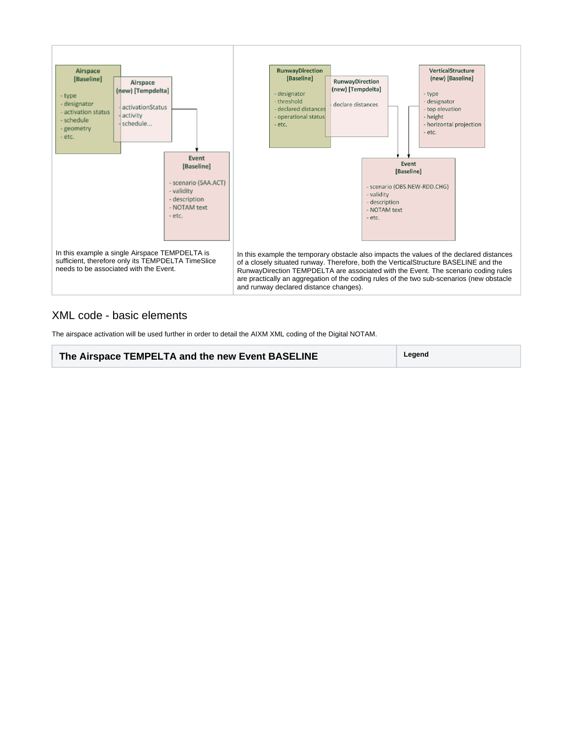| Airspace [Baseline] - type - designator - activation status - schedule - geometry - etc. / Airspace (new) [Tempdelta] - activationStatus - activity - schedule... / Event [Baseline] - scenario (SAA.ACT) - validity - description - NOTAM text - etc. | RunwayDirection [Baseline] - designator - threshold - declared distances - operational status - etc. / RunwayDirection (new) [Tempdelta] - declare distances / VerticalStructure (new) [Baseline] - type - designator - top elevation - height - horizontal projection - etc. / Event [Baseline] - scenario (OBS.NEW-RDD.CHG) - validity - description - NOTAM text - etc. |
| --- | --- |
| In this example a single Airspace TEMPDELTA is sufficient, therefore only its TEMPDELTA TimeSlice needs to be associated with the Event. | In this example the temporary obstacle also impacts the values of the declared distances of a closely situated runway. Therefore, both the VerticalStructure BASELINE and the RunwayDirection TEMPDELTA are associated with the Event. The scenario coding rules are practically an aggregation of the coding rules of the two sub-scenarios (new obstacle and runway declared distance changes). |

## XML code - basic elements

The airspace activation will be used further in order to detail the AIXM XML coding of the Digital NOTAM.

| The Airspace TEMPELTA and the new Event BASELINE | Legend |
| --- | --- |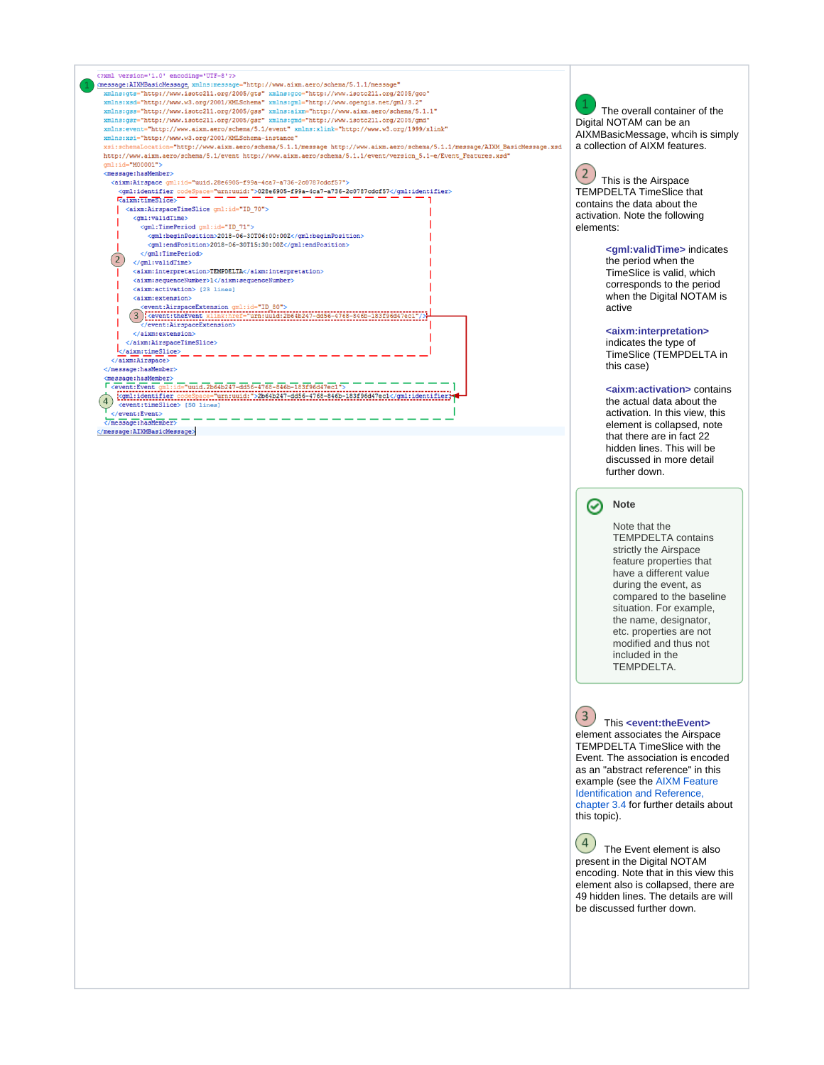```xml
<?xml version='1.0' encoding='UTF-8'?>
<message:AIXMBasicMessage xmlns:message="http://www.aixm.aero/schema/5.1.1/message"
  xmlns:gts="http://www.isotc211.org/2005/gts" xmlns:gco="http://www.isotc211.org/2005/gco"
  xmlns:xsd="http://www.w3.org/2001/XMLSchema" xmlns:gml="http://www.opengis.net/gml/3.2"
  xmlns:gss="http://www.isotc211.org/2005/gss" xmlns:aixm="http://www.aixm.aero/schema/5.1.1"
  xmlns:gsr="http://www.isotc211.org/2005/gsr" xmlns:gmd="http://www.isotc211.org/2005/gmd"
  xmlns:event="http://www.aixm.aero/schema/5.1/event" xmlns:xlink="http://www.w3.org/1999/xlink"
  xmlns:xsi="http://www.w3.org/2001/XMLSchema-instance"
  xsi:schemaLocation="http://www.aixm.aero/schema/5.1.1/message http://www.aixm.aero/schema/5.1.1/message/AIXM_BasicMessage.xsd
  http://www.aixm.aero/schema/5.1/event http://www.aixm.aero/schema/5.1.1/event/version_5.1-e/Event_Features.xsd"
  gml:id="M00001">
  <message:hasMember>
    <aixm:Airspace gml:id="uuid.28e6905-f99a-4ca7-a736-2c0787cdcf57">
      <gml:identifier codeSpace="urn:uuid:">028e6905-f99a-4ca7-a736-2c0787cdcf57</gml:identifier>
      <aixm:timeSlice>
        <aixm:AirspaceTimeSlice gml:id="ID_70">
          <gml:validTime>
            <gml:TimePeriod gml:id="ID_71">
              <gml:beginPosition>2018-06-30T06:00:00Z</gml:beginPosition>
              <gml:endPosition>2018-06-30T15:30:00Z</gml:endPosition>
            </gml:TimePeriod>
          </gml:validTime>
          <aixm:interpretation>TEMPDELTA</aixm:interpretation>
          <aixm:sequenceNumber>1</aixm:sequenceNumber>
          <aixm:activation> [23 lines]
          <aixm:extension>
            <event:AirspaceExtension gml:id="ID_80">
              <event:theEvent xlink:href="urn:uuid:2b64b247-dd56-4768-846b-183f96d47ec1"/>
            </event:AirspaceExtension>
          </aixm:extension>
        </aixm:AirspaceTimeSlice>
      </aixm:timeSlice>
    </aixm:Airspace>
  </message:hasMember>
  <message:hasMember>
    <event:Event gml:id="uuid.2b64b247-dd56-4768-846b-183f96d47ec1">
      <gml:identifier codeSpace="urn:uuid:">2b64b247-dd56-4768-846b-183f96d47ec1</gml:identifier>
      <event:timeSlice> [50 lines]
    </event:Event>
  </message:hasMember>
</message:AIXMBasicMessage>
```

(1) The overall container of the Digital NOTAM can be an AIXMBasicMessage, whcih is simply a collection of AIXM features.

(2) This is the Airspace TEMPDELTA TimeSlice that contains the data about the activation. Note the following elements:

- **<gml:validTime>** indicates the period when the TimeSlice is valid, which corresponds to the period when the Digital NOTAM is active
- **<aixm:interpretation>** indicates the type of TimeSlice (TEMPDELTA in this case)
- **<aixm:activation>** contains the actual data about the activation. In this view, this element is collapsed, note that there are in fact 22 hidden lines. This will be discussed in more detail further down.

> **Note**
>
> Note that the TEMPDELTA contains strictly the Airspace feature properties that have a different value during the event, as compared to the baseline situation. For example, the name, designator, etc. properties are not modified and thus not included in the TEMPDELTA.

(3) This **<event:theEvent>** element associates the Airspace TEMPDELTA TimeSlice with the Event. The association is encoded as an "abstract reference" in this example (see the AIXM Feature Identification and Reference, chapter 3.4 for further details about this topic).

(4) The Event element is also present in the Digital NOTAM encoding. Note that in this view this element also is collapsed, there are 49 hidden lines. The details are will be discussed further down.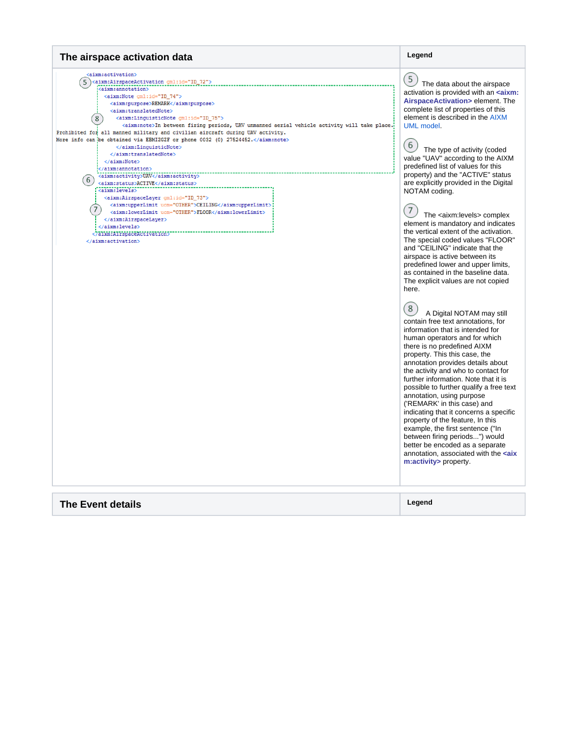| The airspace activation data | Legend |
| --- | --- |
| (code below) | ⑤ The data about the airspace activation is provided with an **<aixm: AirspaceActivation>** element. The complete list of properties of this element is described in the AIXM UML model. ⑥ The type of activity (coded value "UAV" according to the AIXM predefined list of values for this property) and the "ACTIVE" status are explicitly provided in the Digital NOTAM coding. ⑦ The <aixm:levels> complex element is mandatory and indicates the vertical extent of the activation. The special coded values "FLOOR" and "CEILING" indicate that the airspace is active between its predefined lower and upper limits, as contained in the baseline data. The explicit values are not copied here. ⑧ A Digital NOTAM may still contain free text annotations, for information that is intended for human operators and for which there is no predefined AIXM property. This this case, the annotation provides details about the activity and who to contact for further information. Note that it is possible to further qualify a free text annotation, using purpose ('REMARK' in this case) and indicating that it concerns a specific property of the feature, In this example, the first sentence ("In between firing periods...") would better be encoded as a separate annotation, associated with the **<aixm:activity>** property. |

```
<aixm:activation>
 5 <aixm:AirspaceActivation gml:id="ID_72">
    <aixm:annotation>
      <aixm:Note gml:id="ID_74">
        <aixm:purpose>REMARK</aixm:purpose>
        <aixm:translatedNote>
 8        <aixm:LinguisticNote gml:id="ID_75">
            <aixm:note>In between firing periods, UAV unmanned aerial vehicle activity will take place.
Prohibited for all manned military and civilian aircraft during UAV activity.
More info can be obtained via EBMIZGZF or phone 0032 (0) 27524452.</aixm:note>
          </aixm:LinguisticNote>
        </aixm:translatedNote>
      </aixm:Note>
    </aixm:annotation>
 6  <aixm:activity>UAV</aixm:activity>
    <aixm:status>ACTIVE</aixm:status>
    <aixm:levels>
      <aixm:AirspaceLayer gml:id="ID_73">
 7      <aixm:upperLimit uom="OTHER">CEILING</aixm:upperLimit>
        <aixm:lowerLimit uom="OTHER">FLOOR</aixm:lowerLimit>
      </aixm:AirspaceLayer>
    </aixm:levels>
  </aixm:AirspaceActivation>
</aixm:activation>
```

| The Event details | Legend |
| --- | --- |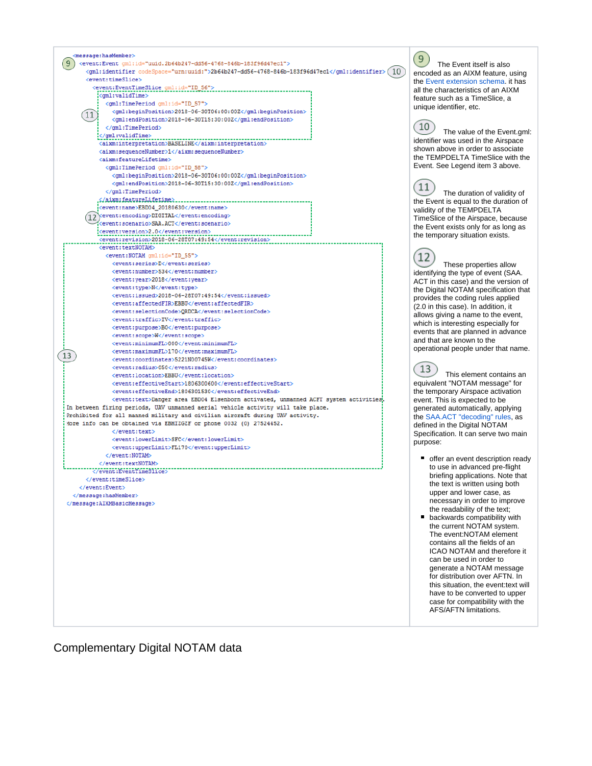```xml
<message:hasMember>
  <event:Event gml:id="uuid.2b64b247-dd56-4768-846b-183f96d47ec1">   (9)
    <gml:identifier codeSpace="urn:uuid:">2b64b247-dd56-4768-846b-183f96d47ec1</gml:identifier>   (10)
    <event:timeSlice>
      <event:EventTimeSlice gml:id="ID_56">
        <gml:validTime>   (11)
          <gml:TimePeriod gml:id="ID_57">
            <gml:beginPosition>2018-06-30T06:00:00Z</gml:beginPosition>
            <gml:endPosition>2018-06-30T15:30:00Z</gml:endPosition>
          </gml:TimePeriod>
        </gml:validTime>
        <aixm:interpretation>BASELINE</aixm:interpretation>
        <aixm:sequenceNumber>1</aixm:sequenceNumber>
        <aixm:featureLifetime>
          <gml:TimePeriod gml:id="ID_58">
            <gml:beginPosition>2018-06-30T06:00:00Z</gml:beginPosition>
            <gml:endPosition>2018-06-30T15:30:00Z</gml:endPosition>
          </gml:TimePeriod>
        </aixm:featureLifetime>
        <event:name>EBD04_20180630</event:name>   (12)
        <event:encoding>DIGITAL</event:encoding>
        <event:scenario>SAA.ACT</event:scenario>
        <event:version>2.0</event:version>
        <event:revision>2018-06-28T07:49:54</event:revision>
        <event:textNOTAM>   (13)
          <event:NOTAM gml:id="ID_55">
            <event:series>D</event:series>
            <event:number>534</event:number>
            <event:year>2018</event:year>
            <event:type>N</event:type>
            <event:issued>2018-06-28T07:49:54</event:issued>
            <event:affectedFIR>EBBU</event:affectedFIR>
            <event:selectionCode>QRDCA</event:selectionCode>
            <event:traffic>IV</event:traffic>
            <event:purpose>BO</event:purpose>
            <event:scope>W</event:scope>
            <event:minimumFL>000</event:minimumFL>
            <event:maximumFL>170</event:maximumFL>
            <event:coordinates>5221N00745W</event:coordinates>
            <event:radius>050</event:radius>
            <event:location>EBBU</event:location>
            <event:effectiveStart>1806300600</event:effectiveStart>
            <event:effectiveEnd>1806301530</event:effectiveEnd>
            <event:text>Danger area EBD04 Elsenborn activated, unmanned ACFT system activities.
In between firing periods, UAV unmanned aerial vehicle activity will take place.
Prohibited for all manned military and civilian aircraft during UAV activity.
More info can be obtained via EBMIZGZF or phone 0032 (0) 27524452.
            </event:text>
            <event:lowerLimit>SFC</event:lowerLimit>
            <event:upperLimit>FL170</event:upperLimit>
          </event:NOTAM>
        </event:textNOTAM>
      </event:EventTimeSlice>
    </event:timeSlice>
  </event:Event>
</message:hasMember>
</message:AIXMBasicMessage>
```

(9) The Event itself is also encoded as an AIXM feature, using the Event extension schema. it has all the characteristics of an AIXM feature such as a TimeSlice, a unique identifier, etc.

(10) The value of the Event.gml: identifier was used in the Airspace shown above in order to associate the TEMPDELTA TimeSlice with the Event. See Legend item 3 above.

(11) The duration of validity of the Event is equal to the duration of validity of the TEMPDELTA TimeSlice of the Airspace, because the Event exists only for as long as the temporary situation exists.

(12) These properties allow identifying the type of event (SAA. ACT in this case) and the version of the Digital NOTAM specification that provides the coding rules applied (2.0 in this case). In addition, it allows giving a name to the event, which is interesting especially for events that are planned in advance and that are known to the operational people under that name.

(13) This element contains an equivalent "NOTAM message" for the temporary Airspace activation event. This is expected to be generated automatically, applying the SAA.ACT "decoding" rules, as defined in the Digital NOTAM Specification. It can serve two main purpose:

- offer an event description ready to use in advanced pre-flight briefing applications. Note that the text is written using both upper and lower case, as necessary in order to improve the readability of the text;
- backwards compatibility with the current NOTAM system. The event:NOTAM element contains all the fields of an ICAO NOTAM and therefore it can be used in order to generate a NOTAM message for distribution over AFTN. In this situation, the event:text will have to be converted to upper case for compatibility with the AFS/AFTN limitations.

## Complementary Digital NOTAM data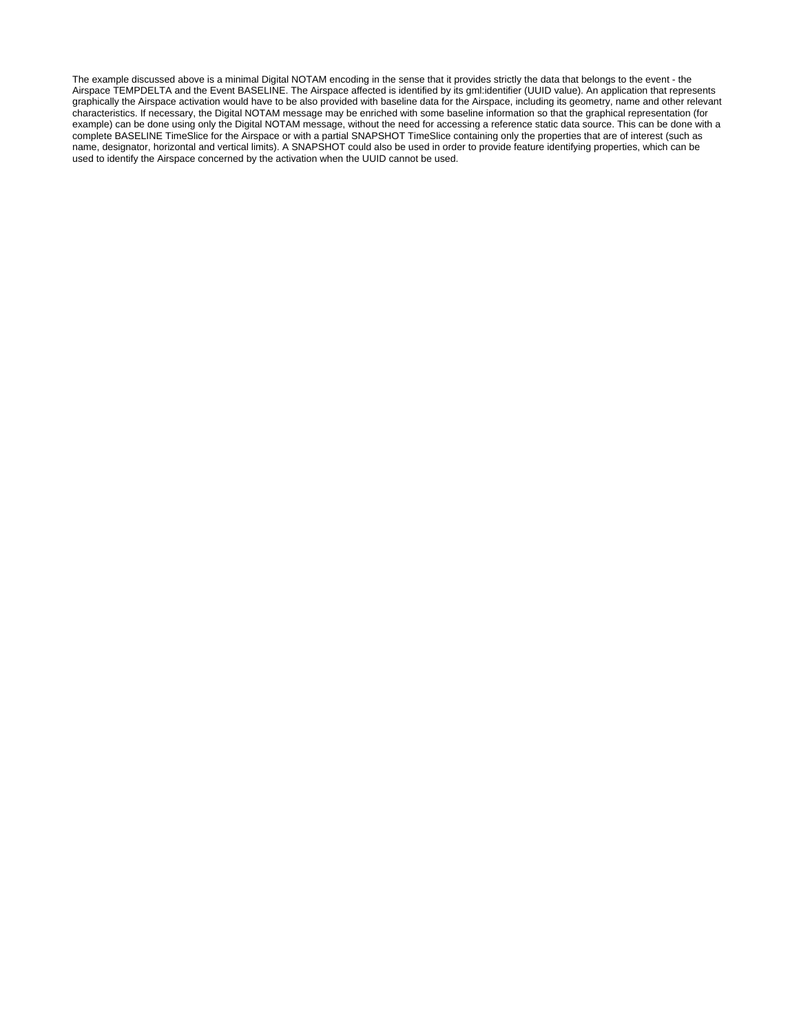The example discussed above is a minimal Digital NOTAM encoding in the sense that it provides strictly the data that belongs to the event - the Airspace TEMPDELTA and the Event BASELINE. The Airspace affected is identified by its gml:identifier (UUID value). An application that represents graphically the Airspace activation would have to be also provided with baseline data for the Airspace, including its geometry, name and other relevant characteristics. If necessary, the Digital NOTAM message may be enriched with some baseline information so that the graphical representation (for example) can be done using only the Digital NOTAM message, without the need for accessing a reference static data source. This can be done with a complete BASELINE TimeSlice for the Airspace or with a partial SNAPSHOT TimeSlice containing only the properties that are of interest (such as name, designator, horizontal and vertical limits). A SNAPSHOT could also be used in order to provide feature identifying properties, which can be used to identify the Airspace concerned by the activation when the UUID cannot be used.